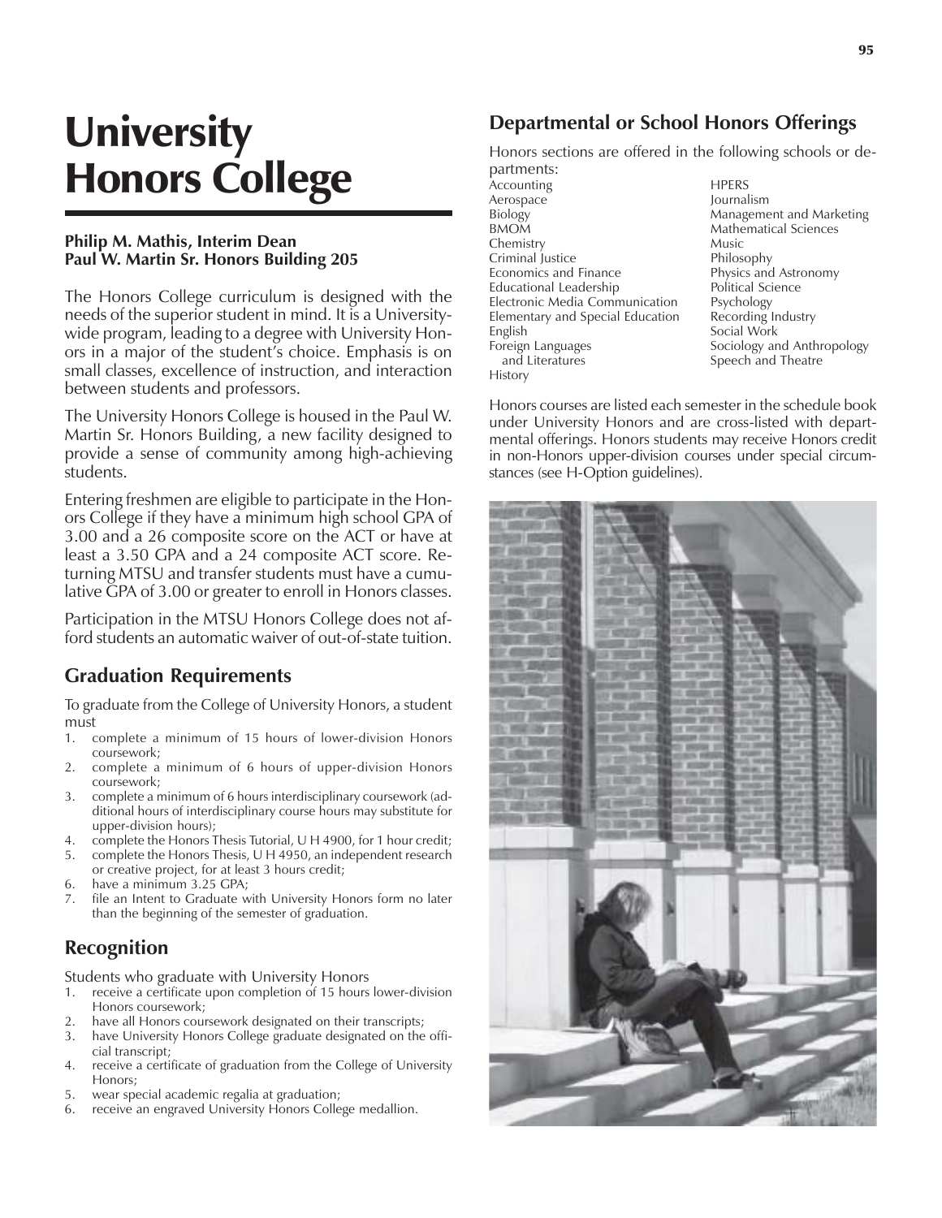# University Honors College

**Philip M. Mathis, Interim Dean**
**Paul W. Martin Sr. Honors Building 205**

The Honors College curriculum is designed with the needs of the superior student in mind. It is a University-wide program, leading to a degree with University Honors in a major of the student's choice. Emphasis is on small classes, excellence of instruction, and interaction between students and professors.

The University Honors College is housed in the Paul W. Martin Sr. Honors Building, a new facility designed to provide a sense of community among high-achieving students.

Entering freshmen are eligible to participate in the Honors College if they have a minimum high school GPA of 3.00 and a 26 composite score on the ACT or have at least a 3.50 GPA and a 24 composite ACT score. Returning MTSU and transfer students must have a cumulative GPA of 3.00 or greater to enroll in Honors classes.

Participation in the MTSU Honors College does not afford students an automatic waiver of out-of-state tuition.

## Graduation Requirements

To graduate from the College of University Honors, a student must

1. complete a minimum of 15 hours of lower-division Honors coursework;
2. complete a minimum of 6 hours of upper-division Honors coursework;
3. complete a minimum of 6 hours interdisciplinary coursework (additional hours of interdisciplinary course hours may substitute for upper-division hours);
4. complete the Honors Thesis Tutorial, U H 4900, for 1 hour credit;
5. complete the Honors Thesis, U H 4950, an independent research or creative project, for at least 3 hours credit;
6. have a minimum 3.25 GPA;
7. file an Intent to Graduate with University Honors form no later than the beginning of the semester of graduation.

## Recognition

Students who graduate with University Honors

1. receive a certificate upon completion of 15 hours lower-division Honors coursework;
2. have all Honors coursework designated on their transcripts;
3. have University Honors College graduate designated on the official transcript;
4. receive a certificate of graduation from the College of University Honors;
5. wear special academic regalia at graduation;
6. receive an engraved University Honors College medallion.

## Departmental or School Honors Offerings

Honors sections are offered in the following schools or departments:

- Accounting
- Aerospace
- Biology
- BMOM
- Chemistry
- Criminal Justice
- Economics and Finance
- Educational Leadership
- Electronic Media Communication
- Elementary and Special Education
- English
- Foreign Languages and Literatures
- History
- HPERS
- Journalism
- Management and Marketing
- Mathematical Sciences
- Music
- Philosophy
- Physics and Astronomy
- Political Science
- Psychology
- Recording Industry
- Social Work
- Sociology and Anthropology
- Speech and Theatre

Honors courses are listed each semester in the schedule book under University Honors and are cross-listed with departmental offerings. Honors students may receive Honors credit in non-Honors upper-division courses under special circumstances (see H-Option guidelines).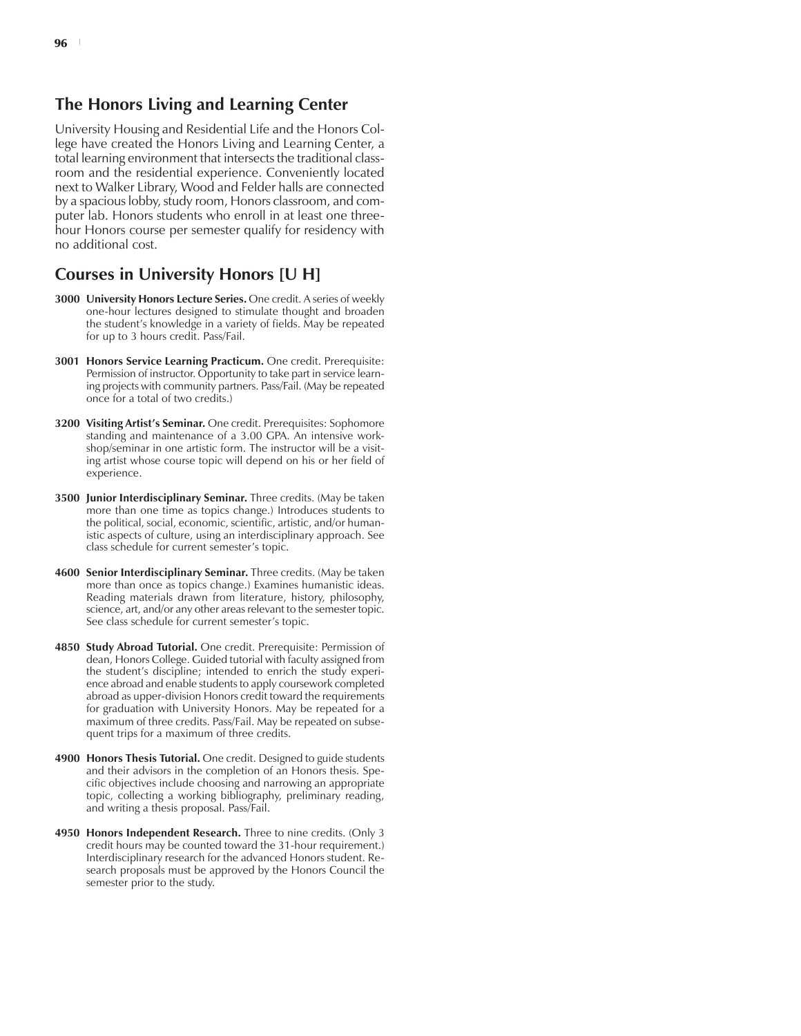## The Honors Living and Learning Center

University Housing and Residential Life and the Honors College have created the Honors Living and Learning Center, a total learning environment that intersects the traditional classroom and the residential experience. Conveniently located next to Walker Library, Wood and Felder halls are connected by a spacious lobby, study room, Honors classroom, and computer lab. Honors students who enroll in at least one three-hour Honors course per semester qualify for residency with no additional cost.

## Courses in University Honors [U H]

**3000 University Honors Lecture Series.** One credit. A series of weekly one-hour lectures designed to stimulate thought and broaden the student's knowledge in a variety of fields. May be repeated for up to 3 hours credit. Pass/Fail.

**3001 Honors Service Learning Practicum.** One credit. Prerequisite: Permission of instructor. Opportunity to take part in service learning projects with community partners. Pass/Fail. (May be repeated once for a total of two credits.)

**3200 Visiting Artist's Seminar.** One credit. Prerequisites: Sophomore standing and maintenance of a 3.00 GPA. An intensive workshop/seminar in one artistic form. The instructor will be a visiting artist whose course topic will depend on his or her field of experience.

**3500 Junior Interdisciplinary Seminar.** Three credits. (May be taken more than one time as topics change.) Introduces students to the political, social, economic, scientific, artistic, and/or humanistic aspects of culture, using an interdisciplinary approach. See class schedule for current semester's topic.

**4600 Senior Interdisciplinary Seminar.** Three credits. (May be taken more than once as topics change.) Examines humanistic ideas. Reading materials drawn from literature, history, philosophy, science, art, and/or any other areas relevant to the semester topic. See class schedule for current semester's topic.

**4850 Study Abroad Tutorial.** One credit. Prerequisite: Permission of dean, Honors College. Guided tutorial with faculty assigned from the student's discipline; intended to enrich the study experience abroad and enable students to apply coursework completed abroad as upper-division Honors credit toward the requirements for graduation with University Honors. May be repeated for a maximum of three credits. Pass/Fail. May be repeated on subsequent trips for a maximum of three credits.

**4900 Honors Thesis Tutorial.** One credit. Designed to guide students and their advisors in the completion of an Honors thesis. Specific objectives include choosing and narrowing an appropriate topic, collecting a working bibliography, preliminary reading, and writing a thesis proposal. Pass/Fail.

**4950 Honors Independent Research.** Three to nine credits. (Only 3 credit hours may be counted toward the 31-hour requirement.) Interdisciplinary research for the advanced Honors student. Research proposals must be approved by the Honors Council the semester prior to the study.